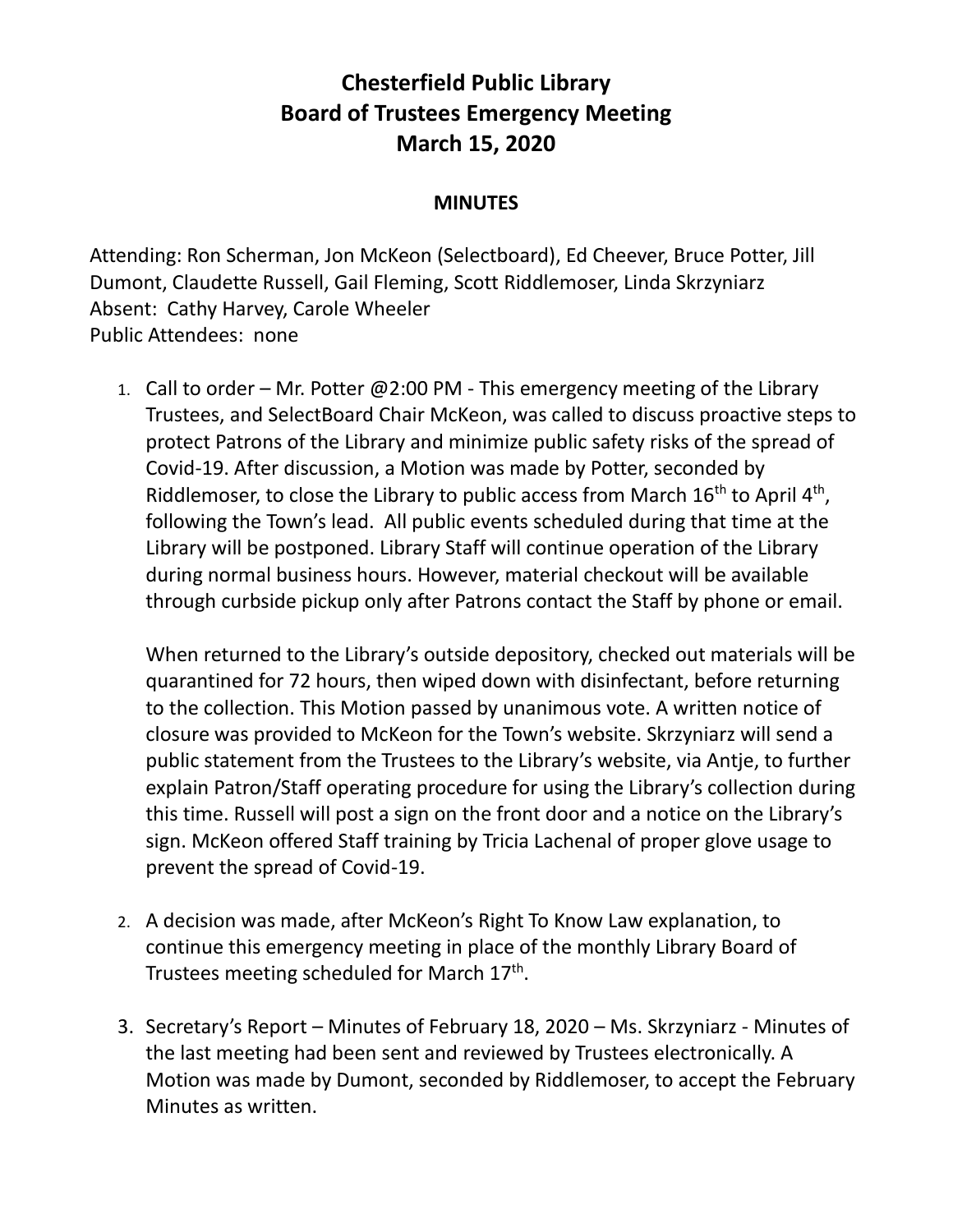# Chesterfield Public Library
# Board of Trustees Emergency Meeting
# March 15, 2020

## MINUTES

Attending: Ron Scherman, Jon McKeon (Selectboard), Ed Cheever, Bruce Potter, Jill Dumont, Claudette Russell, Gail Fleming, Scott Riddlemoser, Linda Skrzyniarz
Absent: Cathy Harvey, Carole Wheeler
Public Attendees: none

1. Call to order – Mr. Potter @2:00 PM - This emergency meeting of the Library Trustees, and SelectBoard Chair McKeon, was called to discuss proactive steps to protect Patrons of the Library and minimize public safety risks of the spread of Covid-19. After discussion, a Motion was made by Potter, seconded by Riddlemoser, to close the Library to public access from March 16th to April 4th, following the Town's lead. All public events scheduled during that time at the Library will be postponed. Library Staff will continue operation of the Library during normal business hours. However, material checkout will be available through curbside pickup only after Patrons contact the Staff by phone or email.

   When returned to the Library's outside depository, checked out materials will be quarantined for 72 hours, then wiped down with disinfectant, before returning to the collection. This Motion passed by unanimous vote. A written notice of closure was provided to McKeon for the Town's website. Skrzyniarz will send a public statement from the Trustees to the Library's website, via Antje, to further explain Patron/Staff operating procedure for using the Library's collection during this time. Russell will post a sign on the front door and a notice on the Library's sign. McKeon offered Staff training by Tricia Lachenal of proper glove usage to prevent the spread of Covid-19.

2. A decision was made, after McKeon's Right To Know Law explanation, to continue this emergency meeting in place of the monthly Library Board of Trustees meeting scheduled for March 17th.

3. Secretary's Report – Minutes of February 18, 2020 – Ms. Skrzyniarz - Minutes of the last meeting had been sent and reviewed by Trustees electronically. A Motion was made by Dumont, seconded by Riddlemoser, to accept the February Minutes as written.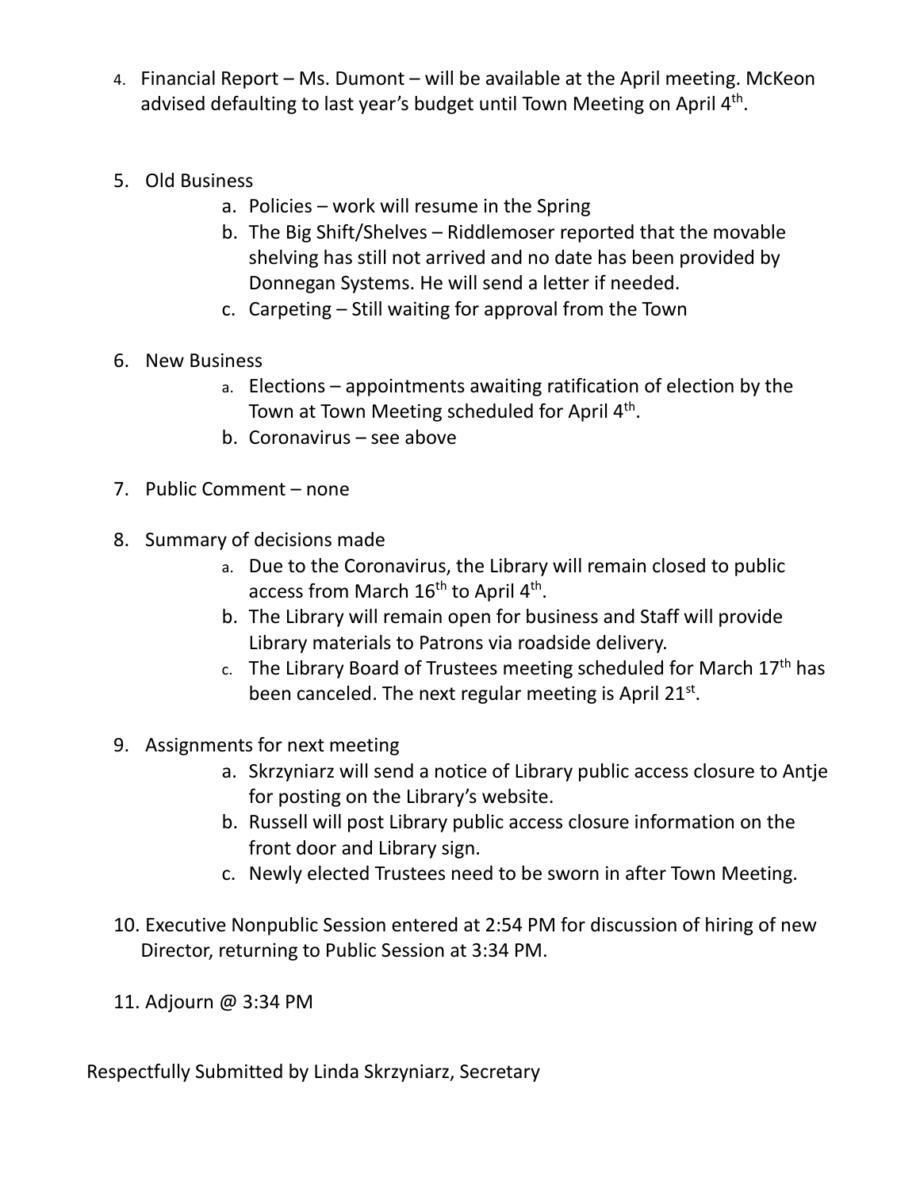4. Financial Report – Ms. Dumont – will be available at the April meeting. McKeon advised defaulting to last year's budget until Town Meeting on April 4th.

5. Old Business
   a. Policies – work will resume in the Spring
   b. The Big Shift/Shelves – Riddlemoser reported that the movable shelving has still not arrived and no date has been provided by Donnegan Systems. He will send a letter if needed.
   c. Carpeting – Still waiting for approval from the Town

6. New Business
   a. Elections – appointments awaiting ratification of election by the Town at Town Meeting scheduled for April 4th.
   b. Coronavirus – see above

7. Public Comment – none

8. Summary of decisions made
   a. Due to the Coronavirus, the Library will remain closed to public access from March 16th to April 4th.
   b. The Library will remain open for business and Staff will provide Library materials to Patrons via roadside delivery.
   c. The Library Board of Trustees meeting scheduled for March 17th has been canceled. The next regular meeting is April 21st.

9. Assignments for next meeting
   a. Skrzyniarz will send a notice of Library public access closure to Antje for posting on the Library's website.
   b. Russell will post Library public access closure information on the front door and Library sign.
   c. Newly elected Trustees need to be sworn in after Town Meeting.

10. Executive Nonpublic Session entered at 2:54 PM for discussion of hiring of new Director, returning to Public Session at 3:34 PM.

11. Adjourn @ 3:34 PM

Respectfully Submitted by Linda Skrzyniarz, Secretary